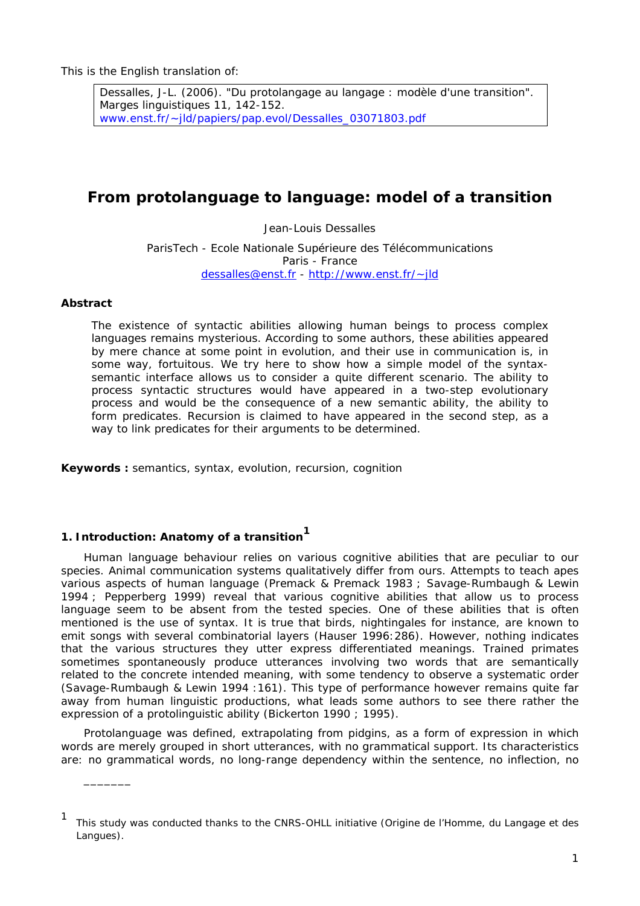This is the English translation of:

> Dessalles, J-L. (2006). "Du protolangage au langage : modèle d'une transition". Marges linguistiques 11, 142-152.
> www.enst.fr/~jld/papiers/pap.evol/Dessalles_03071803.pdf

# From protolanguage to language: model of a transition

Jean-Louis Dessalles

ParisTech - Ecole Nationale Supérieure des Télécommunications
Paris - France
dessalles@enst.fr - http://www.enst.fr/~jld

### Abstract

The existence of syntactic abilities allowing human beings to process complex languages remains mysterious. According to some authors, these abilities appeared by mere chance at some point in evolution, and their use in communication is, in some way, fortuitous. We try here to show how a simple model of the syntax-semantic interface allows us to consider a quite different scenario. The ability to process syntactic structures would have appeared in a two-step evolutionary process and would be the consequence of a new semantic ability, the ability to form predicates. Recursion is claimed to have appeared in the second step, as a way to link predicates for their arguments to be determined.

**Keywords :** semantics, syntax, evolution, recursion, cognition

## 1. Introduction: Anatomy of a transition[1]

Human language behaviour relies on various cognitive abilities that are peculiar to our species. Animal communication systems qualitatively differ from ours. Attempts to teach apes various aspects of human language (Premack & Premack 1983 ; Savage-Rumbaugh & Lewin 1994 ; Pepperberg 1999) reveal that various cognitive abilities that allow us to process language seem to be absent from the tested species. One of these abilities that is often mentioned is the use of syntax. It is true that birds, nightingales for instance, are known to emit songs with several combinatorial layers (Hauser 1996:286). However, nothing indicates that the various structures they utter express differentiated meanings. Trained primates sometimes spontaneously produce utterances involving two words that are semantically related to the concrete intended meaning, with some tendency to observe a systematic order (Savage-Rumbaugh & Lewin 1994 :161). This type of performance however remains quite far away from human linguistic productions, what leads some authors to see there rather the expression of a protolinguistic ability (Bickerton 1990 ; 1995).

Protolanguage was defined, extrapolating from pidgins, as a form of expression in which words are merely grouped in short utterances, with no grammatical support. Its characteristics are: no grammatical words, no long-range dependency within the sentence, no inflection, no

---

[1] This study was conducted thanks to the CNRS-OHLL initiative (Origine de l'Homme, du Langage et des Langues).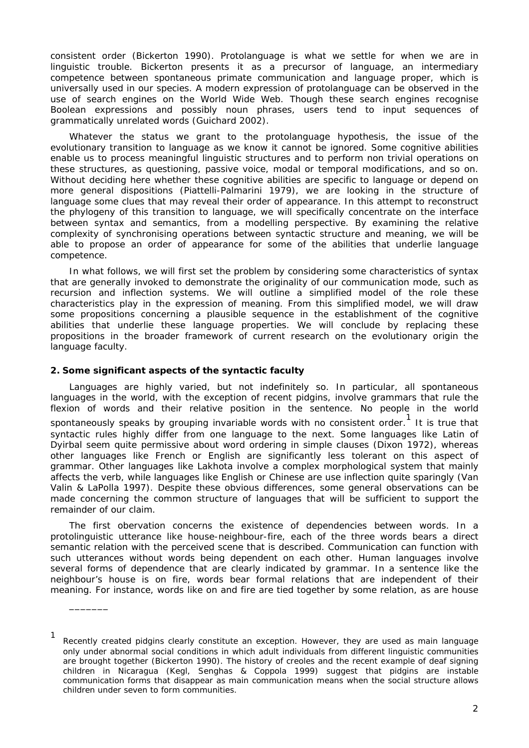consistent order (Bickerton 1990). Protolanguage is what we settle for when we are in linguistic trouble. Bickerton presents it as a precursor of language, an intermediary competence between spontaneous primate communication and language proper, which is universally used in our species. A modern expression of protolanguage can be observed in the use of search engines on the World Wide Web. Though these search engines recognise Boolean expressions and possibly noun phrases, users tend to input sequences of grammatically unrelated words (Guichard 2002).

Whatever the status we grant to the protolanguage hypothesis, the issue of the evolutionary transition to language as we know it cannot be ignored. Some cognitive abilities enable us to process meaningful linguistic structures and to perform non trivial operations on these structures, as questioning, passive voice, modal or temporal modifications, and so on. Without deciding here whether these cognitive abilities are specific to language or depend on more general dispositions (Piattelli-Palmarini 1979), we are looking in the structure of language some clues that may reveal their order of appearance. In this attempt to reconstruct the phylogeny of this transition to language, we will specifically concentrate on the interface between syntax and semantics, from a modelling perspective. By examining the relative complexity of synchronising operations between syntactic structure and meaning, we will be able to propose an order of appearance for some of the abilities that underlie language competence.

In what follows, we will first set the problem by considering some characteristics of syntax that are generally invoked to demonstrate the originality of our communication mode, such as recursion and inflection systems. We will outline a simplified model of the role these characteristics play in the expression of meaning. From this simplified model, we will draw some propositions concerning a plausible sequence in the establishment of the cognitive abilities that underlie these language properties. We will conclude by replacing these propositions in the broader framework of current research on the evolutionary origin the language faculty.

## 2. Some significant aspects of the syntactic faculty

Languages are highly varied, but not indefinitely so. In particular, all spontaneous languages in the world, with the exception of recent pidgins, involve grammars that rule the flexion of words and their relative position in the sentence. No people in the world spontaneously speaks by grouping invariable words with no consistent order.[1] It is true that syntactic rules highly differ from one language to the next. Some languages like Latin of Dyirbal seem quite permissive about word ordering in simple clauses (Dixon 1972), whereas other languages like French or English are significantly less tolerant on this aspect of grammar. Other languages like Lakhota involve a complex morphological system that mainly affects the verb, while languages like English or Chinese are use inflection quite sparingly (Van Valin & LaPolla 1997). Despite these obvious differences, some general observations can be made concerning the common structure of languages that will be sufficient to support the remainder of our claim.

The first obervation concerns the existence of dependencies between words. In a protolinguistic utterance like *house-neighbour-fire*, each of the three words bears a direct semantic relation with the perceived scene that is described. Communication can function with such utterances without words being dependent on each other. Human languages involve several forms of dependence that are clearly indicated by grammar. In a sentence like *the neighbour's house is on fire*, words bear formal relations that are independent of their meaning. For instance, words like *on* and *fire* are tied together by some relation, as are *house*

_______

[1] Recently created pidgins clearly constitute an exception. However, they are used as main language only under abnormal social conditions in which adult individuals from different linguistic communities are brought together (Bickerton 1990). The history of creoles and the recent example of deaf signing children in Nicaragua (Kegl, Senghas & Coppola 1999) suggest that pidgins are instable communication forms that disappear as main communication means when the social structure allows children under seven to form communities.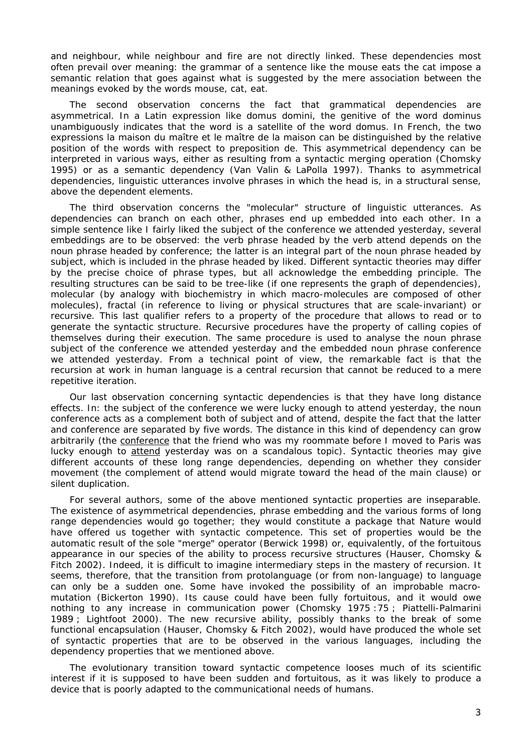and neighbour, while neighbour and fire are not directly linked. These dependencies most often prevail over meaning: the grammar of a sentence like the mouse eats the cat impose a semantic relation that goes against what is suggested by the mere association between the meanings evoked by the words mouse, cat, eat.

The second observation concerns the fact that grammatical dependencies are asymmetrical. In a Latin expression like domus domini, the genitive of the word dominus unambiguously indicates that the word is a satellite of the word domus. In French, the two expressions la maison du maître et le maître de la maison can be distinguished by the relative position of the words with respect to preposition de. This asymmetrical dependency can be interpreted in various ways, either as resulting from a syntactic merging operation (Chomsky 1995) or as a semantic dependency (Van Valin & LaPolla 1997). Thanks to asymmetrical dependencies, linguistic utterances involve phrases in which the head is, in a structural sense, above the dependent elements.

The third observation concerns the "molecular" structure of linguistic utterances. As dependencies can branch on each other, phrases end up embedded into each other. In a simple sentence like I fairly liked the subject of the conference we attended yesterday, several embeddings are to be observed: the verb phrase headed by the verb attend depends on the noun phrase headed by conference; the latter is an integral part of the noun phrase headed by subject, which is included in the phrase headed by liked. Different syntactic theories may differ by the precise choice of phrase types, but all acknowledge the embedding principle. The resulting structures can be said to be tree-like (if one represents the graph of dependencies), molecular (by analogy with biochemistry in which macro-molecules are composed of other molecules), fractal (in reference to living or physical structures that are scale-invariant) or recursive. This last qualifier refers to a property of the procedure that allows to read or to generate the syntactic structure. Recursive procedures have the property of calling copies of themselves during their execution. The same procedure is used to analyse the noun phrase subject of the conference we attended yesterday and the embedded noun phrase conference we attended yesterday. From a technical point of view, the remarkable fact is that the recursion at work in human language is a central recursion that cannot be reduced to a mere repetitive iteration.

Our last observation concerning syntactic dependencies is that they have long distance effects. In: the subject of the conference we were lucky enough to attend yesterday, the noun conference acts as a complement both of subject and of attend, despite the fact that the latter and conference are separated by five words. The distance in this kind of dependency can grow arbitrarily (the <u>conference</u> that the friend who was my roommate before I moved to Paris was lucky enough to <u>attend</u> yesterday was on a scandalous topic). Syntactic theories may give different accounts of these long range dependencies, depending on whether they consider movement (the complement of attend would migrate toward the head of the main clause) or silent duplication.

For several authors, some of the above mentioned syntactic properties are inseparable. The existence of asymmetrical dependencies, phrase embedding and the various forms of long range dependencies would go together; they would constitute a package that Nature would have offered us together with syntactic competence. This set of properties would be the automatic result of the sole "merge" operator (Berwick 1998) or, equivalently, of the fortuitous appearance in our species of the ability to process recursive structures (Hauser, Chomsky & Fitch 2002). Indeed, it is difficult to imagine intermediary steps in the mastery of recursion. It seems, therefore, that the transition from protolanguage (or from non-language) to language can only be a sudden one. Some have invoked the possibility of an improbable macro-mutation (Bickerton 1990). Its cause could have been fully fortuitous, and it would owe nothing to any increase in communication power (Chomsky 1975 : 75 ; Piattelli-Palmarini 1989 ; Lightfoot 2000). The new recursive ability, possibly thanks to the break of some functional encapsulation (Hauser, Chomsky & Fitch 2002), would have produced the whole set of syntactic properties that are to be observed in the various languages, including the dependency properties that we mentioned above.

The evolutionary transition toward syntactic competence looses much of its scientific interest if it is supposed to have been sudden and fortuitous, as it was likely to produce a device that is poorly adapted to the communicational needs of humans.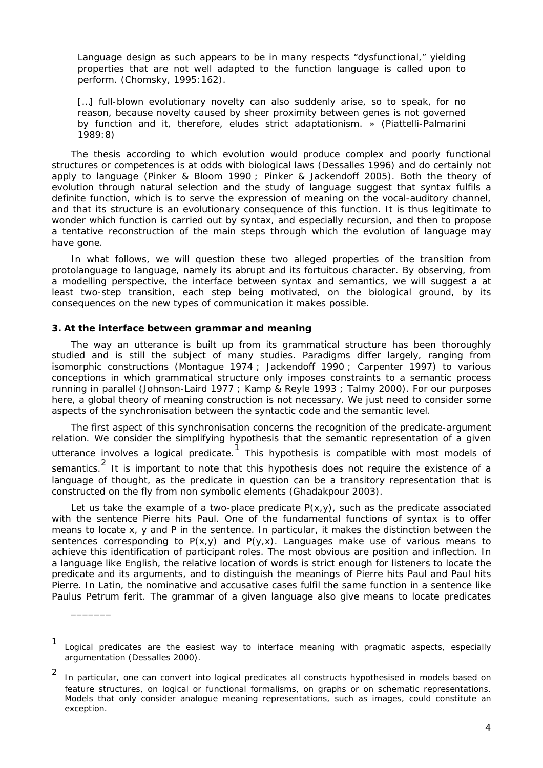> Language design as such appears to be in many respects "dysfunctional," yielding properties that are not well adapted to the function language is called upon to perform. (Chomsky, 1995:162).

> […] full-blown evolutionary novelty can also suddenly arise, so to speak, for no reason, because novelty caused by sheer proximity between genes is not governed by function and it, therefore, eludes strict adaptationism. » (Piattelli-Palmarini 1989:8)

The thesis according to which evolution would produce complex and poorly functional structures or competences is at odds with biological laws (Dessalles 1996) and do certainly not apply to language (Pinker & Bloom 1990 ; Pinker & Jackendoff 2005). Both the theory of evolution through natural selection and the study of language suggest that syntax fulfils a definite function, which is to serve the expression of meaning on the vocal-auditory channel, and that its structure is an evolutionary consequence of this function. It is thus legitimate to wonder which function is carried out by syntax, and especially recursion, and then to propose a tentative reconstruction of the main steps through which the evolution of language may have gone.

In what follows, we will question these two alleged properties of the transition from protolanguage to language, namely its abrupt and its fortuitous character. By observing, from a modelling perspective, the interface between syntax and semantics, we will suggest a at least two-step transition, each step being motivated, on the biological ground, by its consequences on the new types of communication it makes possible.

### 3. At the interface between grammar and meaning

The way an utterance is built up from its grammatical structure has been thoroughly studied and is still the subject of many studies. Paradigms differ largely, ranging from isomorphic constructions (Montague 1974 ; Jackendoff 1990 ; Carpenter 1997) to various conceptions in which grammatical structure only imposes constraints to a semantic process running in parallel (Johnson-Laird 1977 ; Kamp & Reyle 1993 ; Talmy 2000). For our purposes here, a global theory of meaning construction is not necessary. We just need to consider some aspects of the synchronisation between the syntactic code and the semantic level.

The first aspect of this synchronisation concerns the recognition of the predicate-argument relation. We consider the simplifying hypothesis that the semantic representation of a given utterance involves a logical predicate.[1] This hypothesis is compatible with most models of semantics.[2] It is important to note that this hypothesis does not require the existence of a language of thought, as the predicate in question can be a transitory representation that is constructed on the fly from non symbolic elements (Ghadakpour 2003).

Let us take the example of a two-place predicate $P(x,y)$, such as the predicate associated with the sentence *Pierre hits Paul*. One of the fundamental functions of syntax is to offer means to locate $x$, $y$ and $P$ in the sentence. In particular, it makes the distinction between the sentences corresponding to $P(x,y)$ and $P(y,x)$. Languages make use of various means to achieve this identification of participant roles. The most obvious are position and inflection. In a language like English, the relative location of words is strict enough for listeners to locate the predicate and its arguments, and to distinguish the meanings of *Pierre hits Paul* and *Paul hits Pierre*. In Latin, the nominative and accusative cases fulfil the same function in a sentence like *Paulus Petrum ferit*. The grammar of a given language also give means to locate predicates

---

[1] Logical predicates are the easiest way to interface meaning with pragmatic aspects, especially argumentation (Dessalles 2000).

[2] In particular, one can convert into logical predicates all constructs hypothesised in models based on feature structures, on logical or functional formalisms, on graphs or on schematic representations. Models that only consider analogue meaning representations, such as images, could constitute an exception.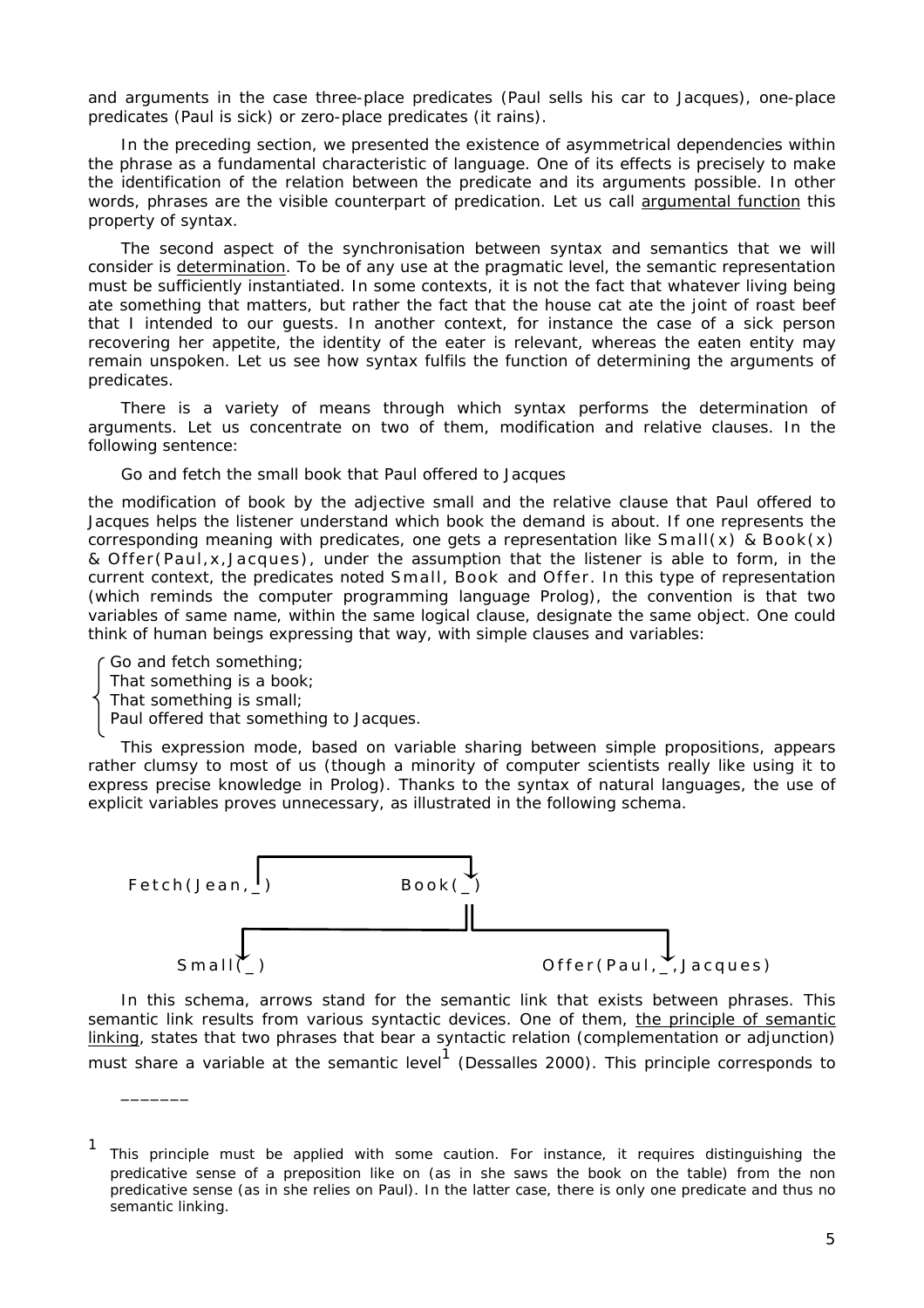and arguments in the case three-place predicates (*Paul sells his car to Jacques*), one-place predicates (*Paul is sick*) or zero-place predicates (*it rains*).

In the preceding section, we presented the existence of asymmetrical dependencies within the phrase as a fundamental characteristic of language. One of its effects is precisely to make the identification of the relation between the predicate and its arguments possible. In other words, phrases are the visible counterpart of predication. Let us call argumental function this property of syntax.

The second aspect of the synchronisation between syntax and semantics that we will consider is determination. To be of any use at the pragmatic level, the semantic representation must be sufficiently instantiated. In some contexts, it is not the fact that whatever living being ate something that matters, but rather the fact that the house cat ate the joint of roast beef that I intended to our guests. In another context, for instance the case of a sick person recovering her appetite, the identity of the eater is relevant, whereas the eaten entity may remain unspoken. Let us see how syntax fulfils the function of determining the arguments of predicates.

There is a variety of means through which syntax performs the determination of arguments. Let us concentrate on two of them, modification and relative clauses. In the following sentence:

*Go and fetch the small book that Paul offered to Jacques*

the modification of *book* by the adjective *small* and the relative clause *that Paul offered to Jacques* helps the listener understand which book the demand is about. If one represents the corresponding meaning with predicates, one gets a representation like Small(x) & Book(x) & Offer(Paul,x,Jacques), under the assumption that the listener is able to form, in the current context, the predicates noted Small, Book and Offer. In this type of representation (which reminds the computer programming language Prolog), the convention is that two variables of same name, within the same logical clause, designate the same object. One could think of human beings expressing that way, with simple clauses and variables:

*Go and fetch something;*
*That something is a book;*
*That something is small;*
*Paul offered that something to Jacques.*

This expression mode, based on variable sharing between simple propositions, appears rather clumsy to most of us (though a minority of computer scientists really like using it to express precise knowledge in Prolog). Thanks to the syntax of natural languages, the use of explicit variables proves unnecessary, as illustrated in the following schema.

```
Fetch(Jean,_)            Book(_)

Small(_)                                 Offer(Paul,_,Jacques)
```

In this schema, arrows stand for the semantic link that exists between phrases. This semantic link results from various syntactic devices. One of them, the principle of semantic linking, states that two phrases that bear a syntactic relation (complementation or adjunction) must share a variable at the semantic level[1] (Dessalles 2000). This principle corresponds to

---

[1] This principle must be applied with some caution. For instance, it requires distinguishing the predicative sense of a preposition like *on* (as in *she saws the book on the table*) from the non predicative sense (as in *she relies on Paul*). In the latter case, there is only one predicate and thus no semantic linking.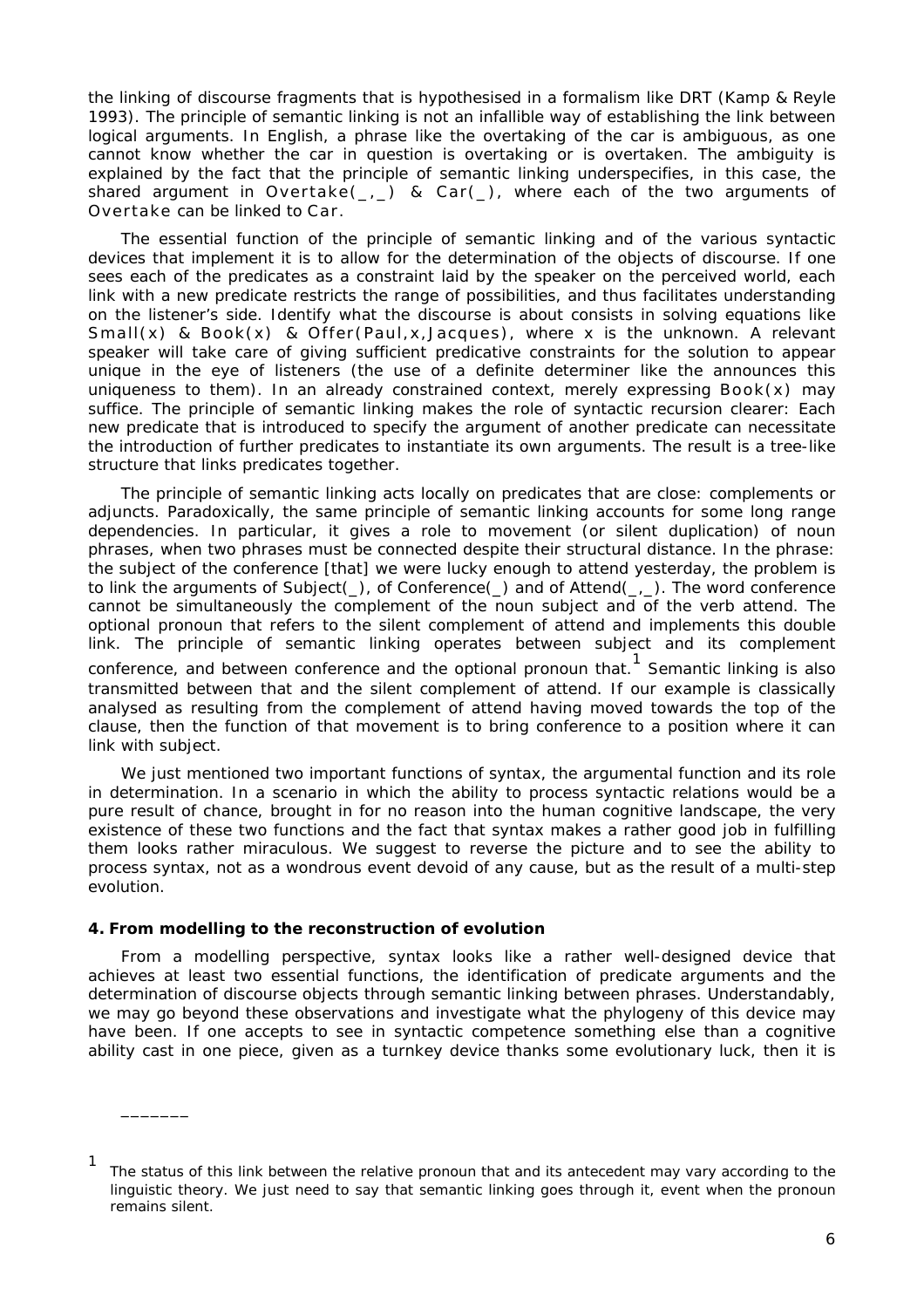the linking of discourse fragments that is hypothesised in a formalism like DRT (Kamp & Reyle 1993). The principle of semantic linking is not an infallible way of establishing the link between logical arguments. In English, a phrase like the overtaking of the car is ambiguous, as one cannot know whether the car in question is overtaking or is overtaken. The ambiguity is explained by the fact that the principle of semantic linking underspecifies, in this case, the shared argument in Overtake(_,_) & Car(_), where each of the two arguments of Overtake can be linked to Car.

The essential function of the principle of semantic linking and of the various syntactic devices that implement it is to allow for the determination of the objects of discourse. If one sees each of the predicates as a constraint laid by the speaker on the perceived world, each link with a new predicate restricts the range of possibilities, and thus facilitates understanding on the listener's side. Identify what the discourse is about consists in solving equations like Small(x) & Book(x) & Offer(Paul,x,Jacques), where x is the unknown. A relevant speaker will take care of giving sufficient predicative constraints for the solution to appear unique in the eye of listeners (the use of a definite determiner like the announces this uniqueness to them). In an already constrained context, merely expressing Book(x) may suffice. The principle of semantic linking makes the role of syntactic recursion clearer: Each new predicate that is introduced to specify the argument of another predicate can necessitate the introduction of further predicates to instantiate its own arguments. The result is a tree-like structure that links predicates together.

The principle of semantic linking acts locally on predicates that are close: complements or adjuncts. Paradoxically, the same principle of semantic linking accounts for some long range dependencies. In particular, it gives a role to movement (or silent duplication) of noun phrases, when two phrases must be connected despite their structural distance. In the phrase: the subject of the conference [that] we were lucky enough to attend yesterday, the problem is to link the arguments of Subject(_), of Conference(_) and of Attend(_,_). The word conference cannot be simultaneously the complement of the noun subject and of the verb attend. The optional pronoun that refers to the silent complement of attend and implements this double link. The principle of semantic linking operates between subject and its complement conference, and between conference and the optional pronoun that.[1] Semantic linking is also transmitted between that and the silent complement of attend. If our example is classically analysed as resulting from the complement of attend having moved towards the top of the clause, then the function of that movement is to bring conference to a position where it can link with subject.

We just mentioned two important functions of syntax, the argumental function and its role in determination. In a scenario in which the ability to process syntactic relations would be a pure result of chance, brought in for no reason into the human cognitive landscape, the very existence of these two functions and the fact that syntax makes a rather good job in fulfilling them looks rather miraculous. We suggest to reverse the picture and to see the ability to process syntax, not as a wondrous event devoid of any cause, but as the result of a multi-step evolution.

## 4. From modelling to the reconstruction of evolution

From a modelling perspective, syntax looks like a rather well-designed device that achieves at least two essential functions, the identification of predicate arguments and the determination of discourse objects through semantic linking between phrases. Understandably, we may go beyond these observations and investigate what the phylogeny of this device may have been. If one accepts to see in syntactic competence something else than a cognitive ability cast in one piece, given as a turnkey device thanks some evolutionary luck, then it is

_______

[1] The status of this link between the relative pronoun that and its antecedent may vary according to the linguistic theory. We just need to say that semantic linking goes through it, event when the pronoun remains silent.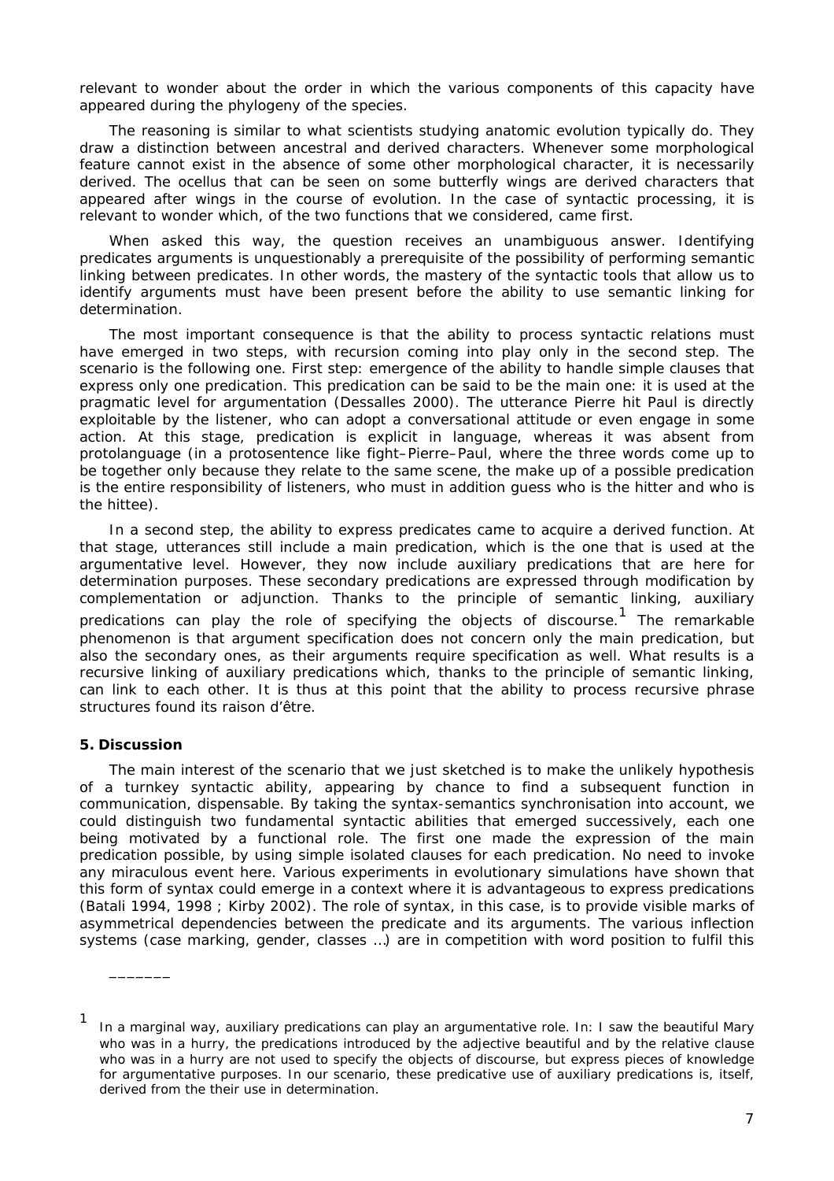relevant to wonder about the order in which the various components of this capacity have appeared during the phylogeny of the species.

The reasoning is similar to what scientists studying anatomic evolution typically do. They draw a distinction between ancestral and derived characters. Whenever some morphological feature cannot exist in the absence of some other morphological character, it is necessarily derived. The ocellus that can be seen on some butterfly wings are derived characters that appeared after wings in the course of evolution. In the case of syntactic processing, it is relevant to wonder which, of the two functions that we considered, came first.

When asked this way, the question receives an unambiguous answer. Identifying predicates arguments is unquestionably a prerequisite of the possibility of performing semantic linking between predicates. In other words, the mastery of the syntactic tools that allow us to identify arguments must have been present before the ability to use semantic linking for determination.

The most important consequence is that the ability to process syntactic relations must have emerged in two steps, with recursion coming into play only in the second step. The scenario is the following one. First step: emergence of the ability to handle simple clauses that express only one predication. This predication can be said to be the main one: it is used at the pragmatic level for argumentation (Dessalles 2000). The utterance *Pierre hit Paul* is directly exploitable by the listener, who can adopt a conversational attitude or even engage in some action. At this stage, predication is explicit in language, whereas it was absent from protolanguage (in a protosentence like *fight–Pierre–Paul*, where the three words come up to be together only because they relate to the same scene, the make up of a possible predication is the entire responsibility of listeners, who must in addition guess who is the hitter and who is the hittee).

In a second step, the ability to express predicates came to acquire a derived function. At that stage, utterances still include a main predication, which is the one that is used at the argumentative level. However, they now include auxiliary predications that are here for determination purposes. These secondary predications are expressed through modification by complementation or adjunction. Thanks to the principle of semantic linking, auxiliary predications can play the role of specifying the objects of discourse.[1] The remarkable phenomenon is that argument specification does not concern only the main predication, but also the secondary ones, as their arguments require specification as well. What results is a recursive linking of auxiliary predications which, thanks to the principle of semantic linking, can link to each other. It is thus at this point that the ability to process recursive phrase structures found its *raison d'être*.

## 5. Discussion

The main interest of the scenario that we just sketched is to make the unlikely hypothesis of a turnkey syntactic ability, appearing by chance to find a subsequent function in communication, dispensable. By taking the syntax-semantics synchronisation into account, we could distinguish two fundamental syntactic abilities that emerged successively, each one being motivated by a functional role. The first one made the expression of the main predication possible, by using simple isolated clauses for each predication. No need to invoke any miraculous event here. Various experiments in evolutionary simulations have shown that this form of syntax could emerge in a context where it is advantageous to express predications (Batali 1994, 1998 ; Kirby 2002). The role of syntax, in this case, is to provide visible marks of asymmetrical dependencies between the predicate and its arguments. The various inflection systems (case marking, gender, classes …) are in competition with word position to fulfil this

_______

[1] In a marginal way, auxiliary predications can play an argumentative role. In: *I saw the beautiful Mary who was in a hurry*, the predications introduced by the adjective *beautiful* and by the relative clause *who was in a hurry* are not used to specify the objects of discourse, but express pieces of knowledge for argumentative purposes. In our scenario, these predicative use of auxiliary predications is, itself, derived from the their use in determination.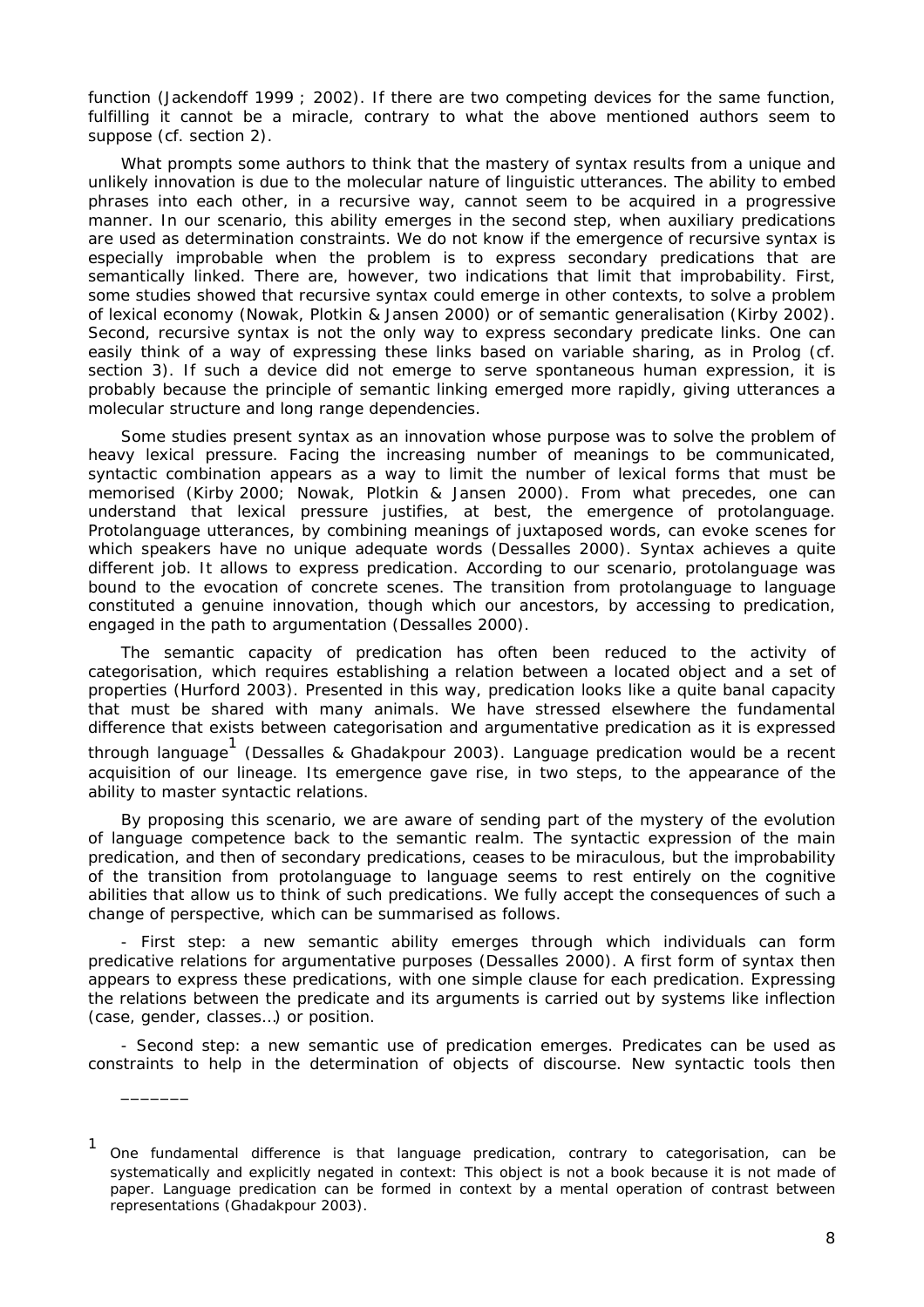function (Jackendoff 1999 ; 2002). If there are two competing devices for the same function, fulfilling it cannot be a miracle, contrary to what the above mentioned authors seem to suppose (cf. section 2).

What prompts some authors to think that the mastery of syntax results from a unique and unlikely innovation is due to the molecular nature of linguistic utterances. The ability to embed phrases into each other, in a recursive way, cannot seem to be acquired in a progressive manner. In our scenario, this ability emerges in the second step, when auxiliary predications are used as determination constraints. We do not know if the emergence of recursive syntax is especially improbable when the problem is to express secondary predications that are semantically linked. There are, however, two indications that limit that improbability. First, some studies showed that recursive syntax could emerge in other contexts, to solve a problem of lexical economy (Nowak, Plotkin & Jansen 2000) or of semantic generalisation (Kirby 2002). Second, recursive syntax is not the only way to express secondary predicate links. One can easily think of a way of expressing these links based on variable sharing, as in Prolog (cf. section 3). If such a device did not emerge to serve spontaneous human expression, it is probably because the principle of semantic linking emerged more rapidly, giving utterances a molecular structure and long range dependencies.

Some studies present syntax as an innovation whose purpose was to solve the problem of heavy lexical pressure. Facing the increasing number of meanings to be communicated, syntactic combination appears as a way to limit the number of lexical forms that must be memorised (Kirby 2000; Nowak, Plotkin & Jansen 2000). From what precedes, one can understand that lexical pressure justifies, at best, the emergence of protolanguage. Protolanguage utterances, by combining meanings of juxtaposed words, can evoke scenes for which speakers have no unique adequate words (Dessalles 2000). Syntax achieves a quite different job. It allows to express predication. According to our scenario, protolanguage was bound to the evocation of concrete scenes. The transition from protolanguage to language constituted a genuine innovation, though which our ancestors, by accessing to predication, engaged in the path to argumentation (Dessalles 2000).

The semantic capacity of predication has often been reduced to the activity of categorisation, which requires establishing a relation between a located object and a set of properties (Hurford 2003). Presented in this way, predication looks like a quite banal capacity that must be shared with many animals. We have stressed elsewhere the fundamental difference that exists between categorisation and argumentative predication as it is expressed through language[1] (Dessalles & Ghadakpour 2003). Language predication would be a recent acquisition of our lineage. Its emergence gave rise, in two steps, to the appearance of the ability to master syntactic relations.

By proposing this scenario, we are aware of sending part of the mystery of the evolution of language competence back to the semantic realm. The syntactic expression of the main predication, and then of secondary predications, ceases to be miraculous, but the improbability of the transition from protolanguage to language seems to rest entirely on the cognitive abilities that allow us to think of such predications. We fully accept the consequences of such a change of perspective, which can be summarised as follows.

- First step: a new semantic ability emerges through which individuals can form predicative relations for argumentative purposes (Dessalles 2000). A first form of syntax then appears to express these predications, with one simple clause for each predication. Expressing the relations between the predicate and its arguments is carried out by systems like inflection (case, gender, classes…) or position.

- Second step: a new semantic use of predication emerges. Predicates can be used as constraints to help in the determination of objects of discourse. New syntactic tools then

_______

[1] One fundamental difference is that language predication, contrary to categorisation, can be systematically and explicitly negated in context: *This object is not a book because it is not made of paper*. Language predication can be formed in context by a mental operation of contrast between representations (Ghadakpour 2003).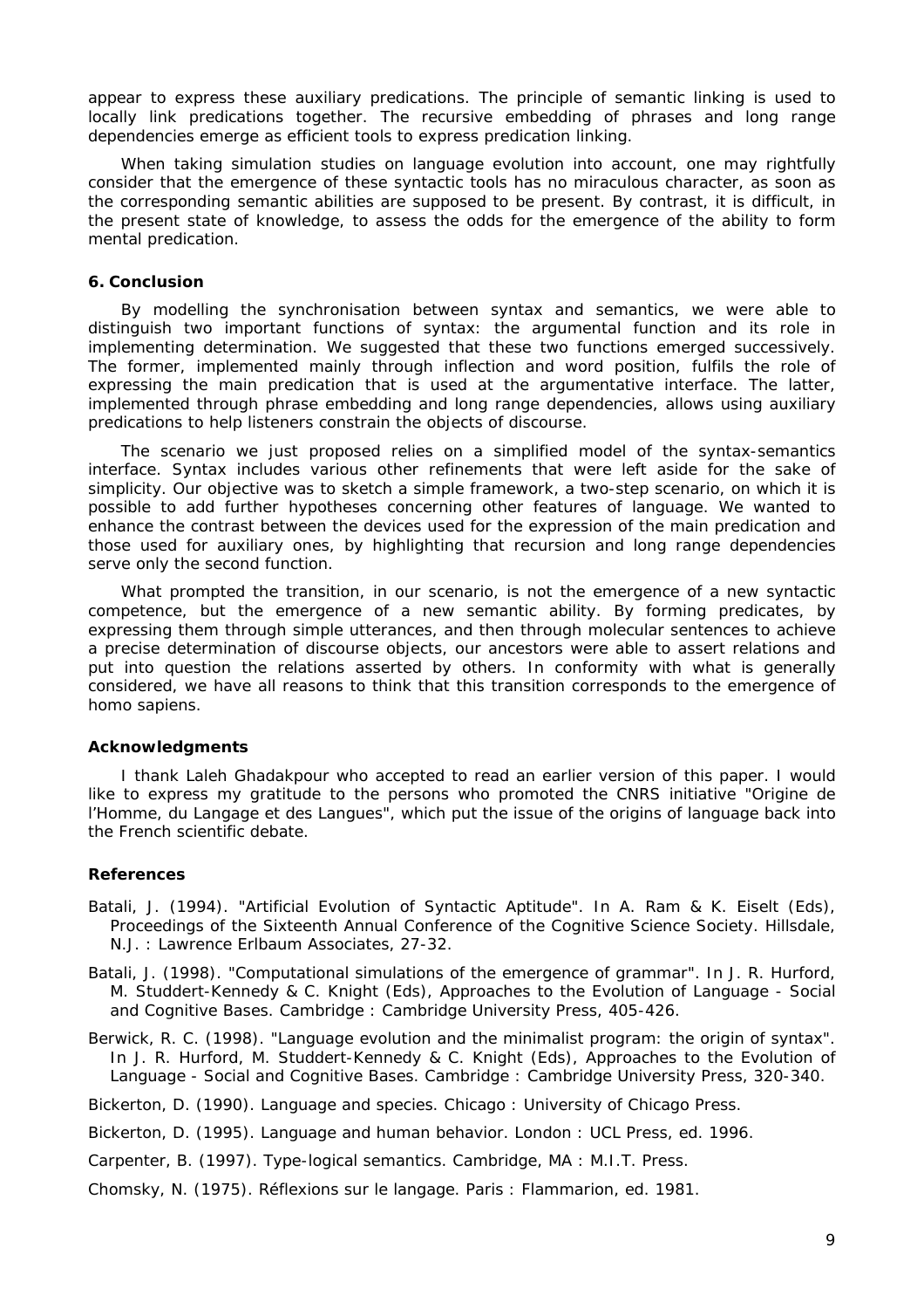appear to express these auxiliary predications. The principle of semantic linking is used to locally link predications together. The recursive embedding of phrases and long range dependencies emerge as efficient tools to express predication linking.

When taking simulation studies on language evolution into account, one may rightfully consider that the emergence of these syntactic tools has no miraculous character, as soon as the corresponding semantic abilities are supposed to be present. By contrast, it is difficult, in the present state of knowledge, to assess the odds for the emergence of the ability to form mental predication.

### 6. Conclusion

By modelling the synchronisation between syntax and semantics, we were able to distinguish two important functions of syntax: the argumental function and its role in implementing determination. We suggested that these two functions emerged successively. The former, implemented mainly through inflection and word position, fulfils the role of expressing the main predication that is used at the argumentative interface. The latter, implemented through phrase embedding and long range dependencies, allows using auxiliary predications to help listeners constrain the objects of discourse.

The scenario we just proposed relies on a simplified model of the syntax-semantics interface. Syntax includes various other refinements that were left aside for the sake of simplicity. Our objective was to sketch a simple framework, a two-step scenario, on which it is possible to add further hypotheses concerning other features of language. We wanted to enhance the contrast between the devices used for the expression of the main predication and those used for auxiliary ones, by highlighting that recursion and long range dependencies serve only the second function.

What prompted the transition, in our scenario, is not the emergence of a new syntactic competence, but the emergence of a new semantic ability. By forming predicates, by expressing them through simple utterances, and then through molecular sentences to achieve a precise determination of discourse objects, our ancestors were able to assert relations and put into question the relations asserted by others. In conformity with what is generally considered, we have all reasons to think that this transition corresponds to the emergence of homo sapiens.

### Acknowledgments

I thank Laleh Ghadakpour who accepted to read an earlier version of this paper. I would like to express my gratitude to the persons who promoted the CNRS initiative "Origine de l'Homme, du Langage et des Langues", which put the issue of the origins of language back into the French scientific debate.

### References

Batali, J. (1994). "Artificial Evolution of Syntactic Aptitude". In A. Ram & K. Eiselt (Eds), *Proceedings of the Sixteenth Annual Conference of the Cognitive Science Society*. Hillsdale, N.J. : Lawrence Erlbaum Associates, 27-32.

Batali, J. (1998). "Computational simulations of the emergence of grammar". In J. R. Hurford, M. Studdert-Kennedy & C. Knight (Eds), *Approaches to the Evolution of Language - Social and Cognitive Bases*. Cambridge : Cambridge University Press, 405-426.

Berwick, R. C. (1998). "Language evolution and the minimalist program: the origin of syntax". In J. R. Hurford, M. Studdert-Kennedy & C. Knight (Eds), *Approaches to the Evolution of Language - Social and Cognitive Bases*. Cambridge : Cambridge University Press, 320-340.

Bickerton, D. (1990). *Language and species*. Chicago : University of Chicago Press.

Bickerton, D. (1995). *Language and human behavior*. London : UCL Press, ed. 1996.

Carpenter, B. (1997). *Type-logical semantics*. Cambridge, MA : M.I.T. Press.

Chomsky, N. (1975). *Réflexions sur le langage*. Paris : Flammarion, ed. 1981.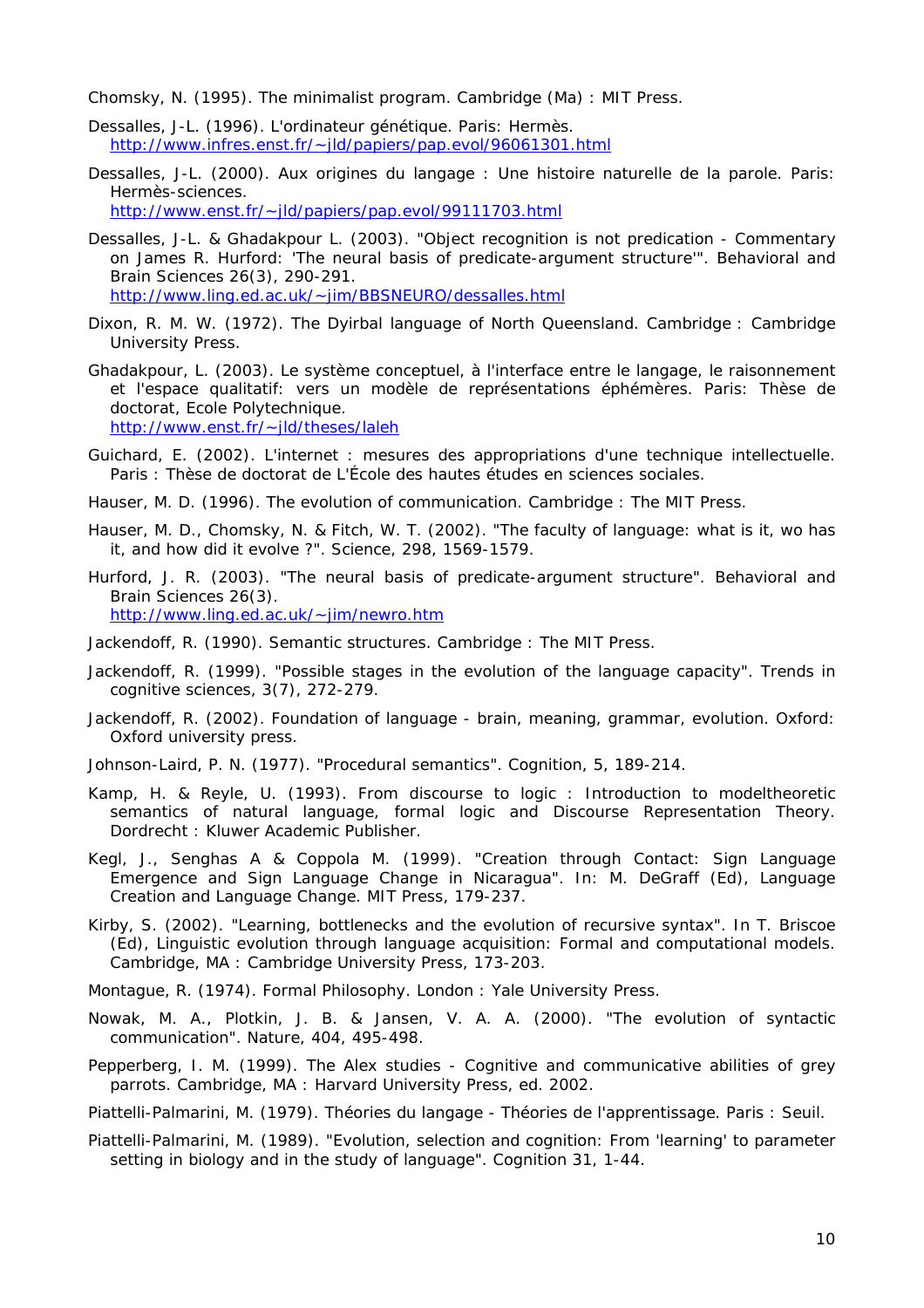Chomsky, N. (1995). The minimalist program. Cambridge (Ma) : MIT Press.

Dessalles, J-L. (1996). L'ordinateur génétique. Paris: Hermès. http://www.infres.enst.fr/~jld/papiers/pap.evol/96061301.html

Dessalles, J-L. (2000). Aux origines du langage : Une histoire naturelle de la parole. Paris: Hermès-sciences. http://www.enst.fr/~jld/papiers/pap.evol/99111703.html

Dessalles, J-L. & Ghadakpour L. (2003). "Object recognition is not predication - Commentary on James R. Hurford: 'The neural basis of predicate-argument structure'". Behavioral and Brain Sciences 26(3), 290-291. http://www.ling.ed.ac.uk/~jim/BBSNEURO/dessalles.html

Dixon, R. M. W. (1972). The Dyirbal language of North Queensland. Cambridge : Cambridge University Press.

Ghadakpour, L. (2003). Le système conceptuel, à l'interface entre le langage, le raisonnement et l'espace qualitatif: vers un modèle de représentations éphémères. Paris: Thèse de doctorat, Ecole Polytechnique. http://www.enst.fr/~jld/theses/laleh

Guichard, E. (2002). L'internet : mesures des appropriations d'une technique intellectuelle. Paris : Thèse de doctorat de L'École des hautes études en sciences sociales.

Hauser, M. D. (1996). The evolution of communication. Cambridge : The MIT Press.

Hauser, M. D., Chomsky, N. & Fitch, W. T. (2002). "The faculty of language: what is it, wo has it, and how did it evolve ?". Science, 298, 1569-1579.

Hurford, J. R. (2003). "The neural basis of predicate-argument structure". Behavioral and Brain Sciences 26(3). http://www.ling.ed.ac.uk/~jim/newro.htm

Jackendoff, R. (1990). Semantic structures. Cambridge : The MIT Press.

Jackendoff, R. (1999). "Possible stages in the evolution of the language capacity". Trends in cognitive sciences, 3(7), 272-279.

Jackendoff, R. (2002). Foundation of language - brain, meaning, grammar, evolution. Oxford: Oxford university press.

Johnson-Laird, P. N. (1977). "Procedural semantics". Cognition, 5, 189-214.

Kamp, H. & Reyle, U. (1993). From discourse to logic : Introduction to modeltheoretic semantics of natural language, formal logic and Discourse Representation Theory. Dordrecht : Kluwer Academic Publisher.

Kegl, J., Senghas A & Coppola M. (1999). "Creation through Contact: Sign Language Emergence and Sign Language Change in Nicaragua". In: M. DeGraff (Ed), Language Creation and Language Change. MIT Press, 179-237.

Kirby, S. (2002). "Learning, bottlenecks and the evolution of recursive syntax". In T. Briscoe (Ed), Linguistic evolution through language acquisition: Formal and computational models. Cambridge, MA : Cambridge University Press, 173-203.

Montague, R. (1974). Formal Philosophy. London : Yale University Press.

Nowak, M. A., Plotkin, J. B. & Jansen, V. A. A. (2000). "The evolution of syntactic communication". Nature, 404, 495-498.

Pepperberg, I. M. (1999). The Alex studies - Cognitive and communicative abilities of grey parrots. Cambridge, MA : Harvard University Press, ed. 2002.

Piattelli-Palmarini, M. (1979). Théories du langage - Théories de l'apprentissage. Paris : Seuil.

Piattelli-Palmarini, M. (1989). "Evolution, selection and cognition: From 'learning' to parameter setting in biology and in the study of language". Cognition 31, 1-44.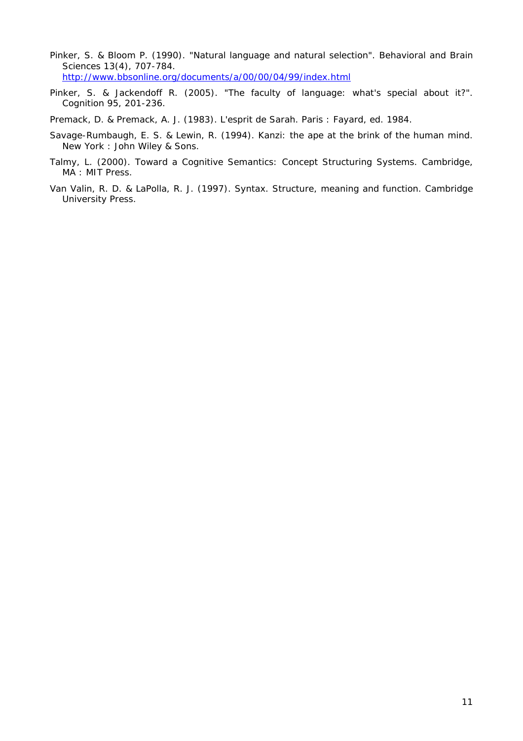Pinker, S. & Bloom P. (1990). "Natural language and natural selection". Behavioral and Brain Sciences 13(4), 707-784.
http://www.bbsonline.org/documents/a/00/00/04/99/index.html

Pinker, S. & Jackendoff R. (2005). "The faculty of language: what's special about it?". Cognition 95, 201-236.

Premack, D. & Premack, A. J. (1983). L'esprit de Sarah. Paris : Fayard, ed. 1984.

Savage-Rumbaugh, E. S. & Lewin, R. (1994). Kanzi: the ape at the brink of the human mind. New York : John Wiley & Sons.

Talmy, L. (2000). Toward a Cognitive Semantics: Concept Structuring Systems. Cambridge, MA : MIT Press.

Van Valin, R. D. & LaPolla, R. J. (1997). Syntax. Structure, meaning and function. Cambridge University Press.